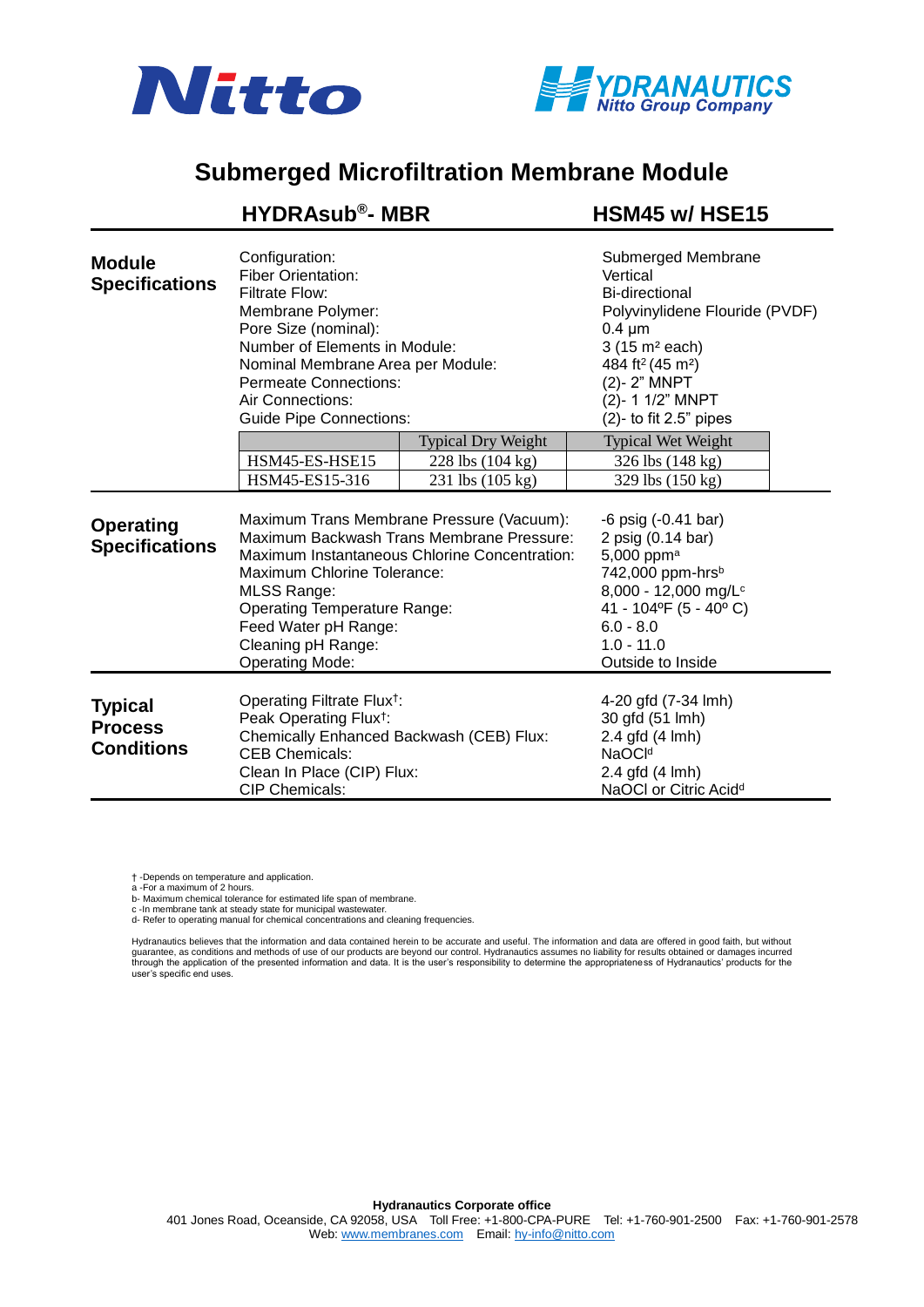Nitto

HYDRANAUTICS
Nitto Group Company

# Submerged Microfiltration Membrane Module

## HYDRAsub®- MBR — HSM45 w/ HSE15

### Module Specifications

| | |
|---|---|
| Configuration: | Submerged Membrane |
| Fiber Orientation: | Vertical |
| Filtrate Flow: | Bi-directional |
| Membrane Polymer: | Polyvinylidene Flouride (PVDF) |
| Pore Size (nominal): | 0.4 µm |
| Number of Elements in Module: | 3 (15 m² each) |
| Nominal Membrane Area per Module: | 484 ft² (45 m²) |
| Permeate Connections: | (2)- 2" MNPT |
| Air Connections: | (2)- 1 1/2" MNPT |
| Guide Pipe Connections: | (2)- to fit 2.5" pipes |

| | Typical Dry Weight | Typical Wet Weight |
|---|---|---|
| HSM45-ES-HSE15 | 228 lbs (104 kg) | 326 lbs (148 kg) |
| HSM45-ES15-316 | 231 lbs (105 kg) | 329 lbs (150 kg) |

### Operating Specifications

| | |
|---|---|
| Maximum Trans Membrane Pressure (Vacuum): | -6 psig (-0.41 bar) |
| Maximum Backwash Trans Membrane Pressure: | 2 psig (0.14 bar) |
| Maximum Instantaneous Chlorine Concentration: | 5,000 ppm[a] |
| Maximum Chlorine Tolerance: | 742,000 ppm-hrs[b] |
| MLSS Range: | 8,000 - 12,000 mg/L[c] |
| Operating Temperature Range: | 41 - 104ºF (5 - 40º C) |
| Feed Water pH Range: | 6.0 - 8.0 |
| Cleaning pH Range: | 1.0 - 11.0 |
| Operating Mode: | Outside to Inside |

### Typical Process Conditions

| | |
|---|---|
| Operating Filtrate Flux†: | 4-20 gfd (7-34 lmh) |
| Peak Operating Flux†: | 30 gfd (51 lmh) |
| Chemically Enhanced Backwash (CEB) Flux: | 2.4 gfd (4 lmh) |
| CEB Chemicals: | NaOCl[d] |
| Clean In Place (CIP) Flux: | 2.4 gfd (4 lmh) |
| CIP Chemicals: | NaOCl or Citric Acid[d] |

† -Depends on temperature and application.
a -For a maximum of 2 hours.
b- Maximum chemical tolerance for estimated life span of membrane.
c -In membrane tank at steady state for municipal wastewater.
d- Refer to operating manual for chemical concentrations and cleaning frequencies.

Hydranautics believes that the information and data contained herein to be accurate and useful. The information and data are offered in good faith, but without guarantee, as conditions and methods of use of our products are beyond our control. Hydranautics assumes no liability for results obtained or damages incurred through the application of the presented information and data. It is the user's responsibility to determine the appropriateness of Hydranautics' products for the user's specific end uses.

**Hydranautics Corporate office**
401 Jones Road, Oceanside, CA 92058, USA Toll Free: +1-800-CPA-PURE Tel: +1-760-901-2500 Fax: +1-760-901-2578
Web: www.membranes.com Email: hy-info@nitto.com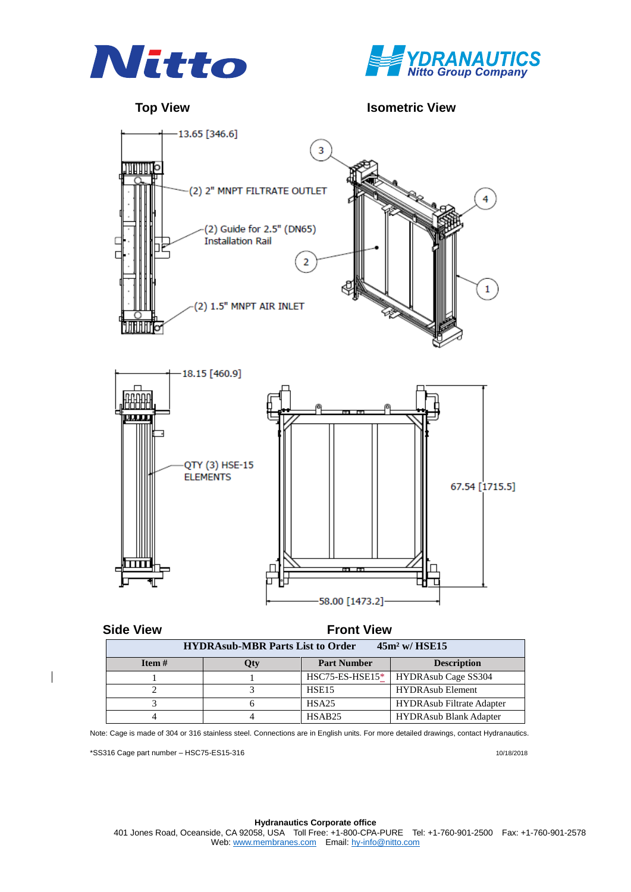Nitto

HYDRANAUTICS
Nitto Group Company

**Top View**

**Isometric View**

13.65 [346.6]

(2) 2" MNPT FILTRATE OUTLET

(2) Guide for 2.5" (DN65) Installation Rail

(2) 1.5" MNPT AIR INLET

18.15 [460.9]

QTY (3) HSE-15 ELEMENTS

67.54 [1715.5]

58.00 [1473.2]

**Side View**

**Front View**

| HYDRAsub-MBR Parts List to Order | | 45m² w/ HSE15 | |
|---|---|---|---|
| **Item #** | **Qty** | **Part Number** | **Description** |
| 1 | 1 | HSC75-ES-HSE15* | HYDRAsub Cage SS304 |
| 2 | 3 | HSE15 | HYDRAsub Element |
| 3 | 6 | HSA25 | HYDRAsub Filtrate Adapter |
| 4 | 4 | HSAB25 | HYDRAsub Blank Adapter |

Note: Cage is made of 304 or 316 stainless steel. Connections are in English units. For more detailed drawings, contact Hydranautics.

*SS316 Cage part number – HSC75-ES15-316

10/18/2018

**Hydranautics Corporate office**
401 Jones Road, Oceanside, CA 92058, USA Toll Free: +1-800-CPA-PURE Tel: +1-760-901-2500 Fax: +1-760-901-2578
Web: www.membranes.com Email: hy-info@nitto.com